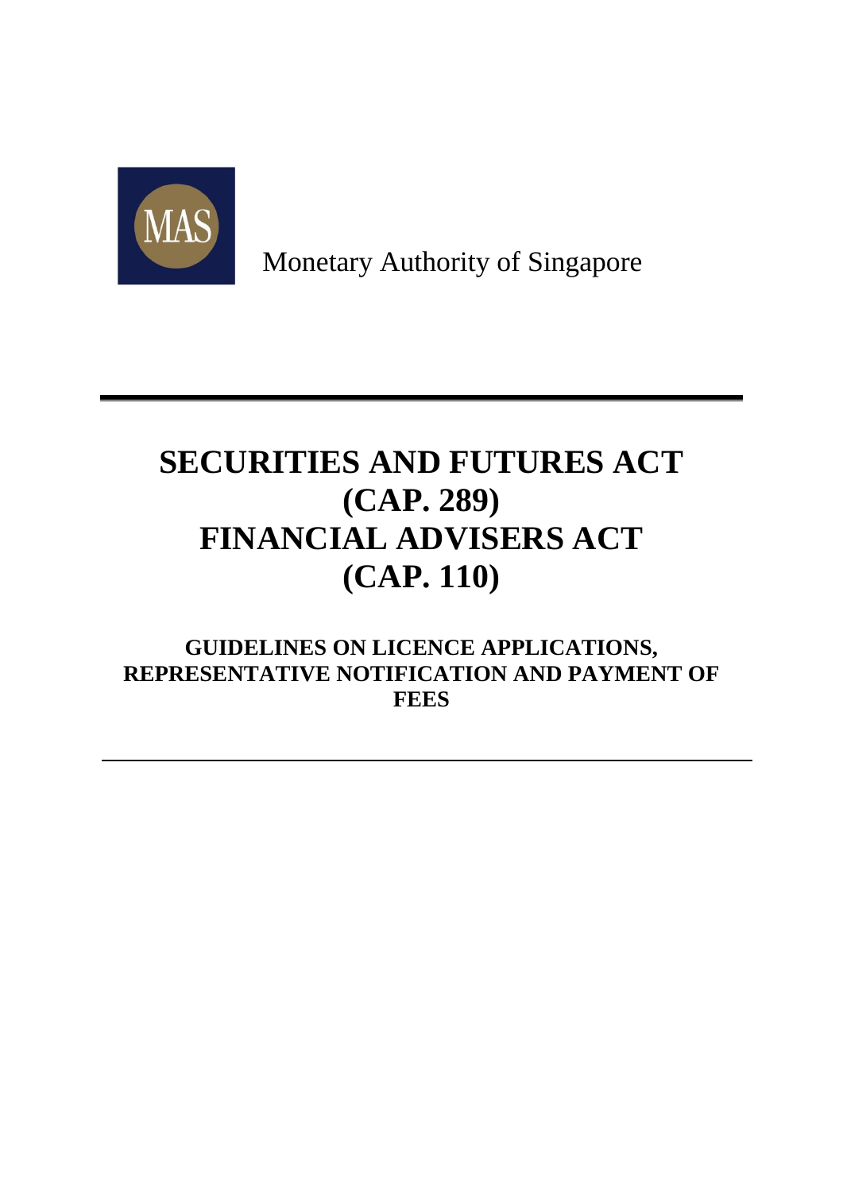Monetary Authority of Singapore

# SECURITIES AND FUTURES ACT (CAP. 289)
# FINANCIAL ADVISERS ACT (CAP. 110)

## GUIDELINES ON LICENCE APPLICATIONS, REPRESENTATIVE NOTIFICATION AND PAYMENT OF FEES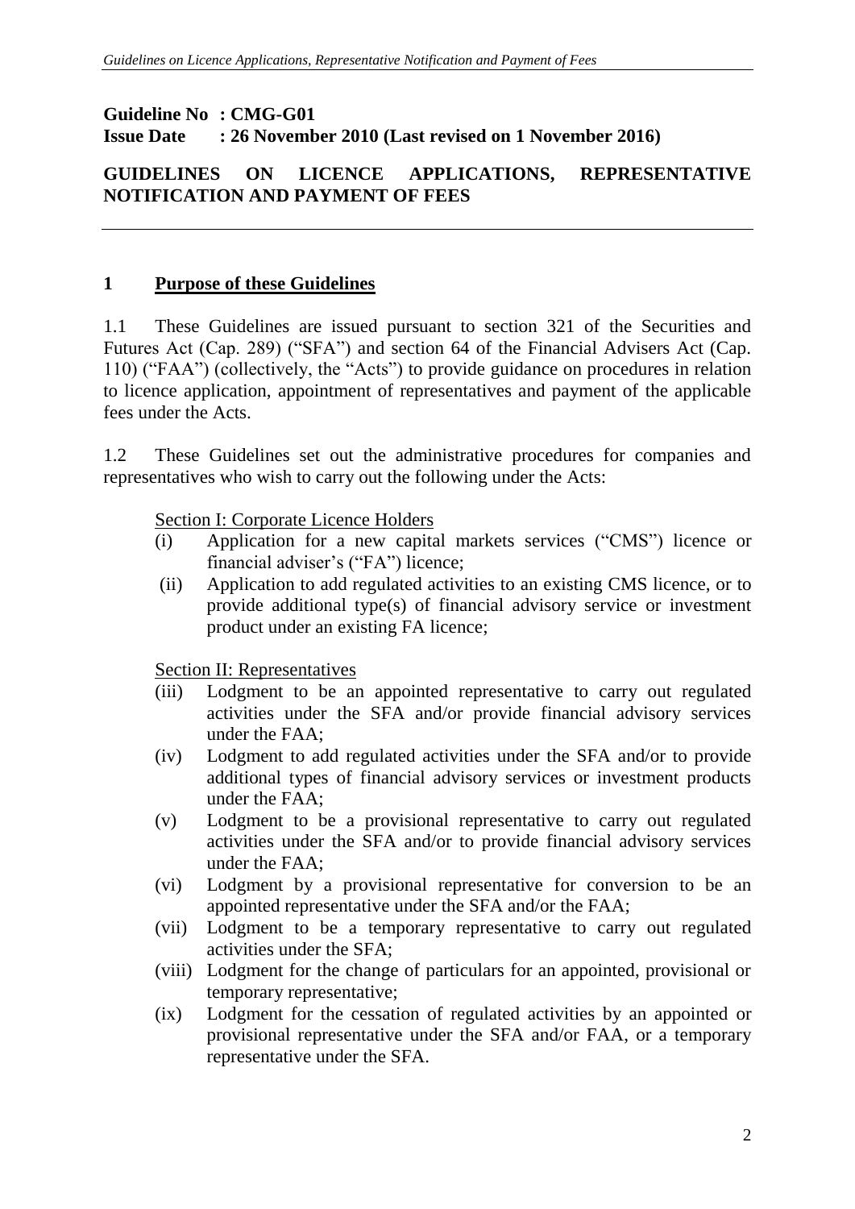**Guideline No : CMG-G01**
**Issue Date : 26 November 2010 (Last revised on 1 November 2016)**

**GUIDELINES ON LICENCE APPLICATIONS, REPRESENTATIVE NOTIFICATION AND PAYMENT OF FEES**

## 1 Purpose of these Guidelines

1.1 These Guidelines are issued pursuant to section 321 of the Securities and Futures Act (Cap. 289) ("SFA") and section 64 of the Financial Advisers Act (Cap. 110) ("FAA") (collectively, the "Acts") to provide guidance on procedures in relation to licence application, appointment of representatives and payment of the applicable fees under the Acts.

1.2 These Guidelines set out the administrative procedures for companies and representatives who wish to carry out the following under the Acts:

Section I: Corporate Licence Holders

(i) Application for a new capital markets services ("CMS") licence or financial adviser's ("FA") licence;

(ii) Application to add regulated activities to an existing CMS licence, or to provide additional type(s) of financial advisory service or investment product under an existing FA licence;

Section II: Representatives

(iii) Lodgment to be an appointed representative to carry out regulated activities under the SFA and/or provide financial advisory services under the FAA;

(iv) Lodgment to add regulated activities under the SFA and/or to provide additional types of financial advisory services or investment products under the FAA;

(v) Lodgment to be a provisional representative to carry out regulated activities under the SFA and/or to provide financial advisory services under the FAA;

(vi) Lodgment by a provisional representative for conversion to be an appointed representative under the SFA and/or the FAA;

(vii) Lodgment to be a temporary representative to carry out regulated activities under the SFA;

(viii) Lodgment for the change of particulars for an appointed, provisional or temporary representative;

(ix) Lodgment for the cessation of regulated activities by an appointed or provisional representative under the SFA and/or FAA, or a temporary representative under the SFA.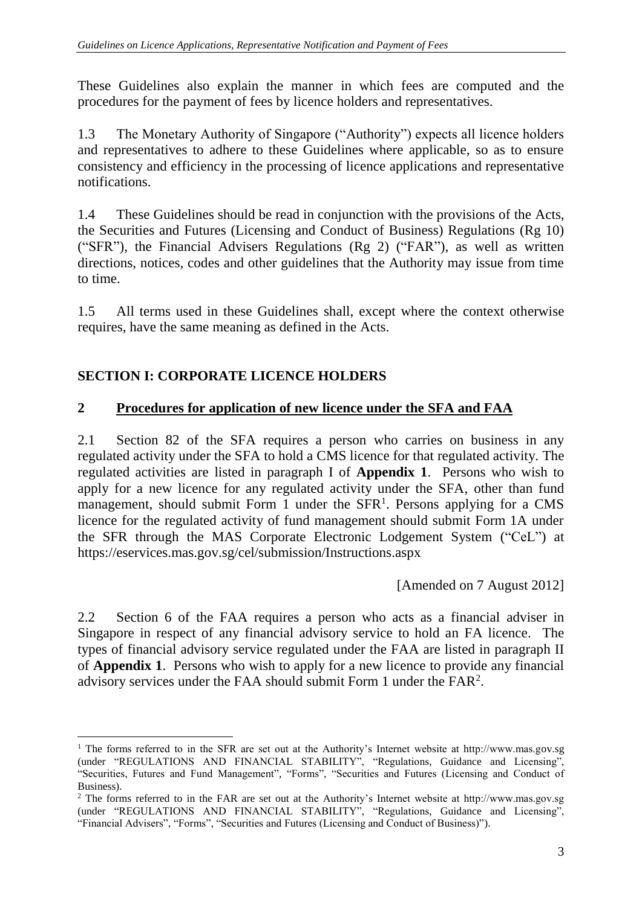These Guidelines also explain the manner in which fees are computed and the procedures for the payment of fees by licence holders and representatives.

1.3 The Monetary Authority of Singapore ("Authority") expects all licence holders and representatives to adhere to these Guidelines where applicable, so as to ensure consistency and efficiency in the processing of licence applications and representative notifications.

1.4 These Guidelines should be read in conjunction with the provisions of the Acts, the Securities and Futures (Licensing and Conduct of Business) Regulations (Rg 10) ("SFR"), the Financial Advisers Regulations (Rg 2) ("FAR"), as well as written directions, notices, codes and other guidelines that the Authority may issue from time to time.

1.5 All terms used in these Guidelines shall, except where the context otherwise requires, have the same meaning as defined in the Acts.

## SECTION I: CORPORATE LICENCE HOLDERS

## 2 Procedures for application of new licence under the SFA and FAA

2.1 Section 82 of the SFA requires a person who carries on business in any regulated activity under the SFA to hold a CMS licence for that regulated activity. The regulated activities are listed in paragraph I of **Appendix 1**. Persons who wish to apply for a new licence for any regulated activity under the SFA, other than fund management, should submit Form 1 under the SFR[1]. Persons applying for a CMS licence for the regulated activity of fund management should submit Form 1A under the SFR through the MAS Corporate Electronic Lodgement System ("CeL") at https://eservices.mas.gov.sg/cel/submission/Instructions.aspx

[Amended on 7 August 2012]

2.2 Section 6 of the FAA requires a person who acts as a financial adviser in Singapore in respect of any financial advisory service to hold an FA licence. The types of financial advisory service regulated under the FAA are listed in paragraph II of **Appendix 1**. Persons who wish to apply for a new licence to provide any financial advisory services under the FAA should submit Form 1 under the FAR[2].

---

[1] The forms referred to in the SFR are set out at the Authority's Internet website at http://www.mas.gov.sg (under "REGULATIONS AND FINANCIAL STABILITY", "Regulations, Guidance and Licensing", "Securities, Futures and Fund Management", "Forms", "Securities and Futures (Licensing and Conduct of Business).

[2] The forms referred to in the FAR are set out at the Authority's Internet website at http://www.mas.gov.sg (under "REGULATIONS AND FINANCIAL STABILITY", "Regulations, Guidance and Licensing", "Financial Advisers", "Forms", "Securities and Futures (Licensing and Conduct of Business)").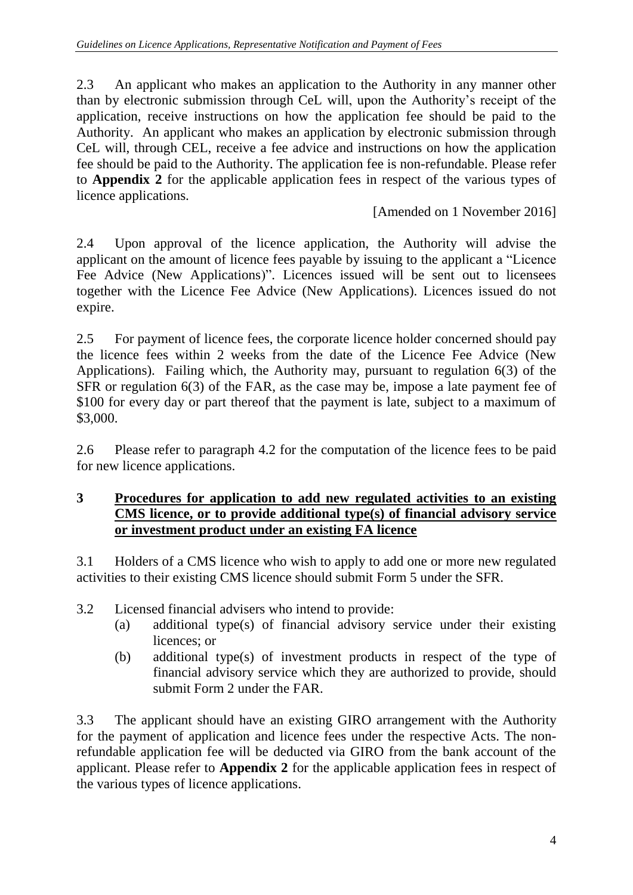2.3 An applicant who makes an application to the Authority in any manner other than by electronic submission through CeL will, upon the Authority's receipt of the application, receive instructions on how the application fee should be paid to the Authority. An applicant who makes an application by electronic submission through CeL will, through CEL, receive a fee advice and instructions on how the application fee should be paid to the Authority. The application fee is non-refundable. Please refer to **Appendix 2** for the applicable application fees in respect of the various types of licence applications.

[Amended on 1 November 2016]

2.4 Upon approval of the licence application, the Authority will advise the applicant on the amount of licence fees payable by issuing to the applicant a "Licence Fee Advice (New Applications)". Licences issued will be sent out to licensees together with the Licence Fee Advice (New Applications). Licences issued do not expire.

2.5 For payment of licence fees, the corporate licence holder concerned should pay the licence fees within 2 weeks from the date of the Licence Fee Advice (New Applications). Failing which, the Authority may, pursuant to regulation 6(3) of the SFR or regulation 6(3) of the FAR, as the case may be, impose a late payment fee of \$100 for every day or part thereof that the payment is late, subject to a maximum of \$3,000.

2.6 Please refer to paragraph 4.2 for the computation of the licence fees to be paid for new licence applications.

## 3 Procedures for application to add new regulated activities to an existing CMS licence, or to provide additional type(s) of financial advisory service or investment product under an existing FA licence

3.1 Holders of a CMS licence who wish to apply to add one or more new regulated activities to their existing CMS licence should submit Form 5 under the SFR.

3.2 Licensed financial advisers who intend to provide:

- (a) additional type(s) of financial advisory service under their existing licences; or
- (b) additional type(s) of investment products in respect of the type of financial advisory service which they are authorized to provide, should submit Form 2 under the FAR.

3.3 The applicant should have an existing GIRO arrangement with the Authority for the payment of application and licence fees under the respective Acts. The non-refundable application fee will be deducted via GIRO from the bank account of the applicant. Please refer to **Appendix 2** for the applicable application fees in respect of the various types of licence applications.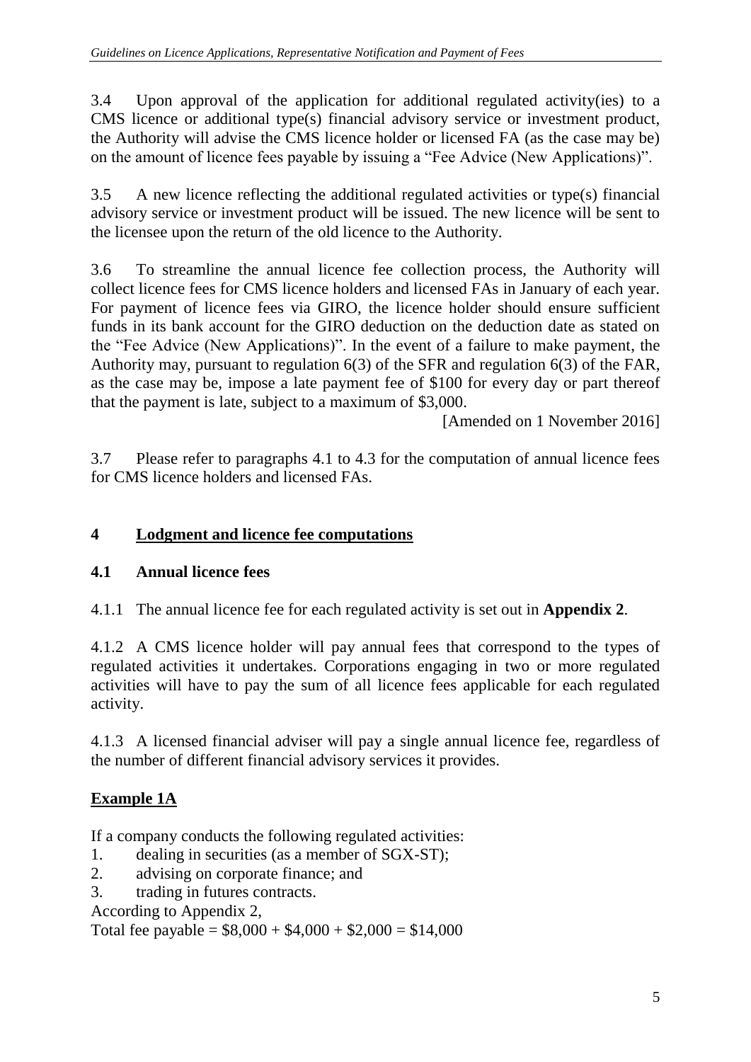3.4 Upon approval of the application for additional regulated activity(ies) to a CMS licence or additional type(s) financial advisory service or investment product, the Authority will advise the CMS licence holder or licensed FA (as the case may be) on the amount of licence fees payable by issuing a "Fee Advice (New Applications)".

3.5 A new licence reflecting the additional regulated activities or type(s) financial advisory service or investment product will be issued. The new licence will be sent to the licensee upon the return of the old licence to the Authority.

3.6 To streamline the annual licence fee collection process, the Authority will collect licence fees for CMS licence holders and licensed FAs in January of each year. For payment of licence fees via GIRO, the licence holder should ensure sufficient funds in its bank account for the GIRO deduction on the deduction date as stated on the "Fee Advice (New Applications)". In the event of a failure to make payment, the Authority may, pursuant to regulation 6(3) of the SFR and regulation 6(3) of the FAR, as the case may be, impose a late payment fee of $100 for every day or part thereof that the payment is late, subject to a maximum of $3,000.

[Amended on 1 November 2016]

3.7 Please refer to paragraphs 4.1 to 4.3 for the computation of annual licence fees for CMS licence holders and licensed FAs.

## 4 Lodgment and licence fee computations

### 4.1 Annual licence fees

4.1.1 The annual licence fee for each regulated activity is set out in **Appendix 2**.

4.1.2 A CMS licence holder will pay annual fees that correspond to the types of regulated activities it undertakes. Corporations engaging in two or more regulated activities will have to pay the sum of all licence fees applicable for each regulated activity.

4.1.3 A licensed financial adviser will pay a single annual licence fee, regardless of the number of different financial advisory services it provides.

**Example 1A**

If a company conducts the following regulated activities:

1. dealing in securities (as a member of SGX-ST);
2. advising on corporate finance; and
3. trading in futures contracts.

According to Appendix 2,

Total fee payable = $8,000 + $4,000 + $2,000 = $14,000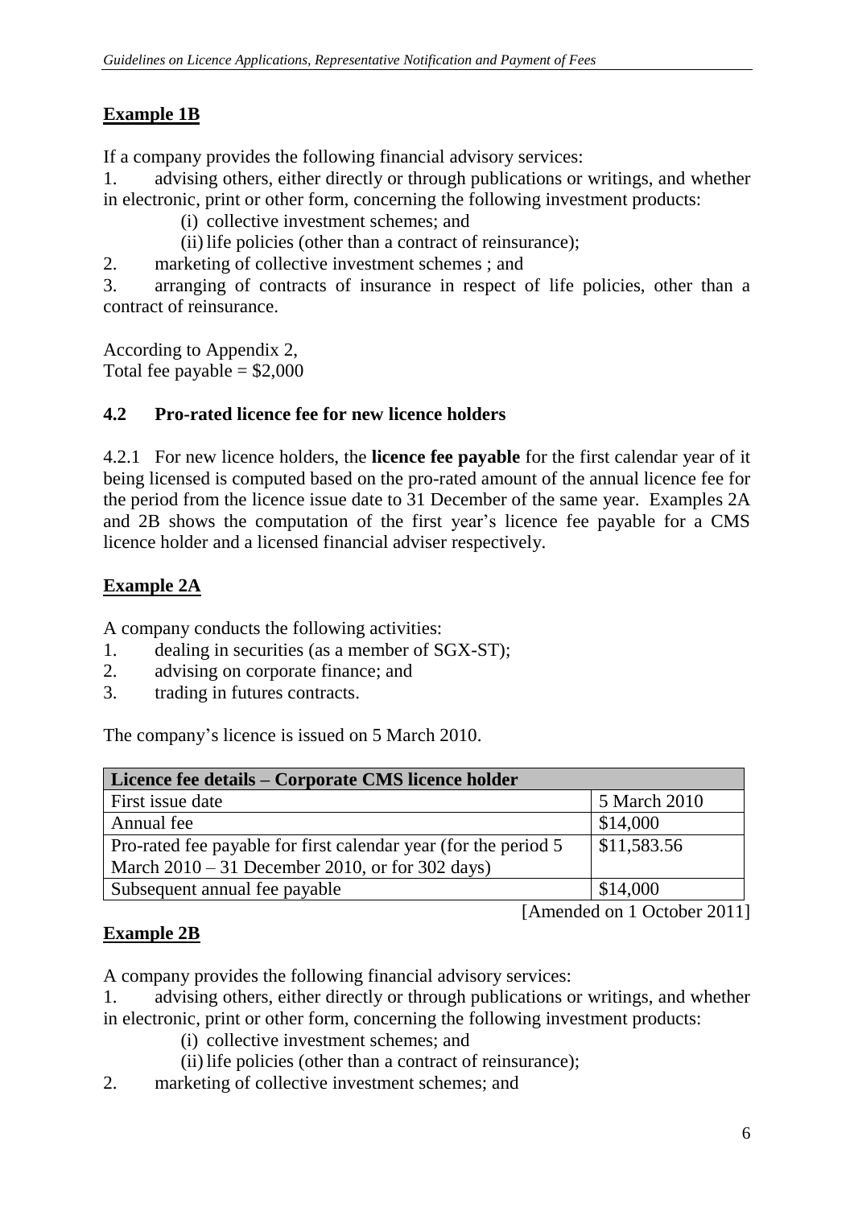## Example 1B

If a company provides the following financial advisory services:

1. advising others, either directly or through publications or writings, and whether in electronic, print or other form, concerning the following investment products:
   (i) collective investment schemes; and
   (ii) life policies (other than a contract of reinsurance);
2. marketing of collective investment schemes ; and
3. arranging of contracts of insurance in respect of life policies, other than a contract of reinsurance.

According to Appendix 2,
Total fee payable = $2,000

### 4.2 Pro-rated licence fee for new licence holders

4.2.1 For new licence holders, the **licence fee payable** for the first calendar year of it being licensed is computed based on the pro-rated amount of the annual licence fee for the period from the licence issue date to 31 December of the same year. Examples 2A and 2B shows the computation of the first year's licence fee payable for a CMS licence holder and a licensed financial adviser respectively.

## Example 2A

A company conducts the following activities:

1. dealing in securities (as a member of SGX-ST);
2. advising on corporate finance; and
3. trading in futures contracts.

The company's licence is issued on 5 March 2010.

| Licence fee details – Corporate CMS licence holder | |
|---|---|
| First issue date | 5 March 2010 |
| Annual fee | $14,000 |
| Pro-rated fee payable for first calendar year (for the period 5 March 2010 – 31 December 2010, or for 302 days) | $11,583.56 |
| Subsequent annual fee payable | $14,000 |

[Amended on 1 October 2011]

## Example 2B

A company provides the following financial advisory services:

1. advising others, either directly or through publications or writings, and whether in electronic, print or other form, concerning the following investment products:
   (i) collective investment schemes; and
   (ii) life policies (other than a contract of reinsurance);
2. marketing of collective investment schemes; and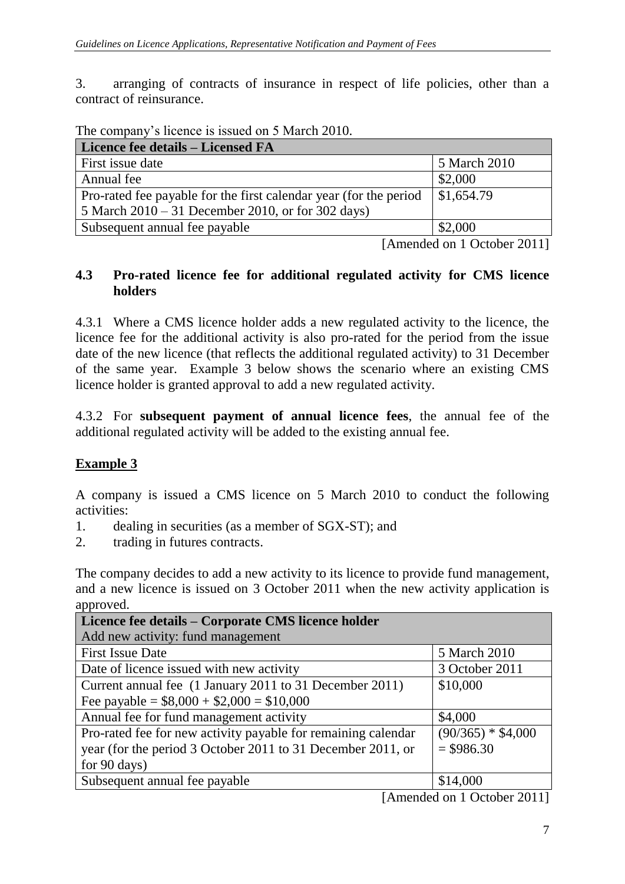3. arranging of contracts of insurance in respect of life policies, other than a contract of reinsurance.

The company's licence is issued on 5 March 2010.

| Licence fee details – Licensed FA | |
|---|---|
| First issue date | 5 March 2010 |
| Annual fee | $2,000 |
| Pro-rated fee payable for the first calendar year (for the period 5 March 2010 – 31 December 2010, or for 302 days) | $1,654.79 |
| Subsequent annual fee payable | $2,000 |

[Amended on 1 October 2011]

### 4.3 Pro-rated licence fee for additional regulated activity for CMS licence holders

4.3.1 Where a CMS licence holder adds a new regulated activity to the licence, the licence fee for the additional activity is also pro-rated for the period from the issue date of the new licence (that reflects the additional regulated activity) to 31 December of the same year. Example 3 below shows the scenario where an existing CMS licence holder is granted approval to add a new regulated activity.

4.3.2 For **subsequent payment of annual licence fees**, the annual fee of the additional regulated activity will be added to the existing annual fee.

**Example 3**

A company is issued a CMS licence on 5 March 2010 to conduct the following activities:

1. dealing in securities (as a member of SGX-ST); and
2. trading in futures contracts.

The company decides to add a new activity to its licence to provide fund management, and a new licence is issued on 3 October 2011 when the new activity application is approved.

| Licence fee details – Corporate CMS licence holder<br>Add new activity: fund management | |
|---|---|
| First Issue Date | 5 March 2010 |
| Date of licence issued with new activity | 3 October 2011 |
| Current annual fee (1 January 2011 to 31 December 2011)<br>Fee payable = $8,000 + $2,000 = $10,000 | $10,000 |
| Annual fee for fund management activity | $4,000 |
| Pro-rated fee for new activity payable for remaining calendar year (for the period 3 October 2011 to 31 December 2011, or for 90 days) | (90/365) * $4,000<br>= $986.30 |
| Subsequent annual fee payable | $14,000 |

[Amended on 1 October 2011]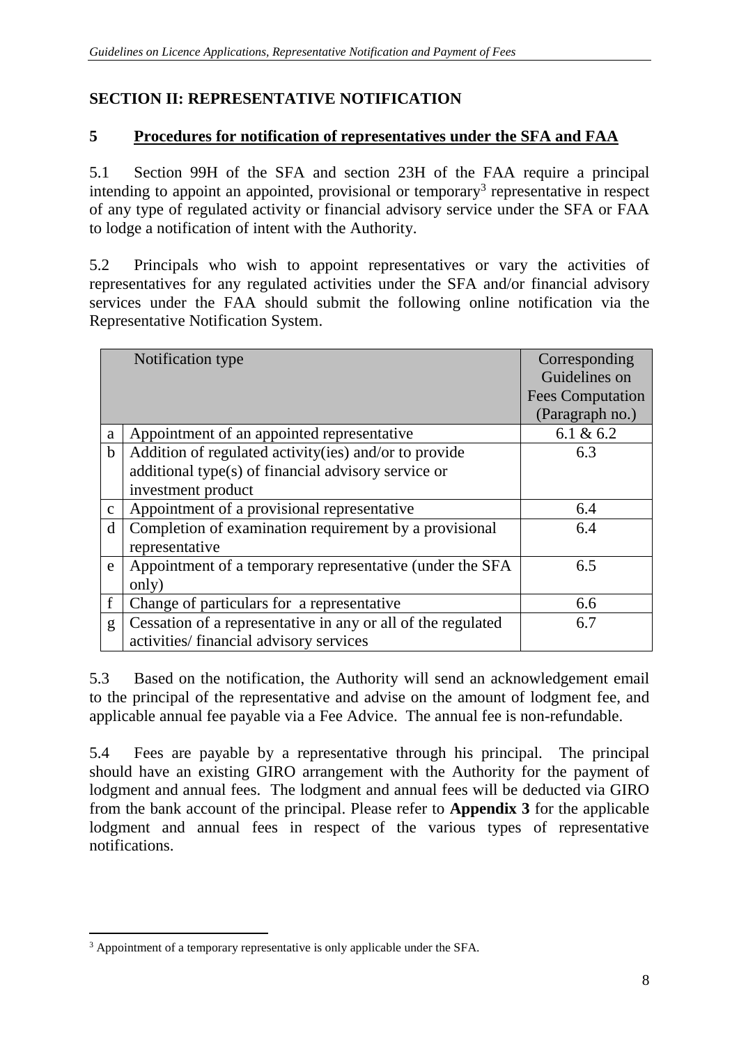## SECTION II: REPRESENTATIVE NOTIFICATION

### 5 Procedures for notification of representatives under the SFA and FAA

5.1 Section 99H of the SFA and section 23H of the FAA require a principal intending to appoint an appointed, provisional or temporary[3] representative in respect of any type of regulated activity or financial advisory service under the SFA or FAA to lodge a notification of intent with the Authority.

5.2 Principals who wish to appoint representatives or vary the activities of representatives for any regulated activities under the SFA and/or financial advisory services under the FAA should submit the following online notification via the Representative Notification System.

| | Notification type | Corresponding Guidelines on Fees Computation (Paragraph no.) |
|---|---|---|
| a | Appointment of an appointed representative | 6.1 & 6.2 |
| b | Addition of regulated activity(ies) and/or to provide additional type(s) of financial advisory service or investment product | 6.3 |
| c | Appointment of a provisional representative | 6.4 |
| d | Completion of examination requirement by a provisional representative | 6.4 |
| e | Appointment of a temporary representative (under the SFA only) | 6.5 |
| f | Change of particulars for a representative | 6.6 |
| g | Cessation of a representative in any or all of the regulated activities/ financial advisory services | 6.7 |

5.3 Based on the notification, the Authority will send an acknowledgement email to the principal of the representative and advise on the amount of lodgment fee, and applicable annual fee payable via a Fee Advice. The annual fee is non-refundable.

5.4 Fees are payable by a representative through his principal. The principal should have an existing GIRO arrangement with the Authority for the payment of lodgment and annual fees. The lodgment and annual fees will be deducted via GIRO from the bank account of the principal. Please refer to **Appendix 3** for the applicable lodgment and annual fees in respect of the various types of representative notifications.

[3] Appointment of a temporary representative is only applicable under the SFA.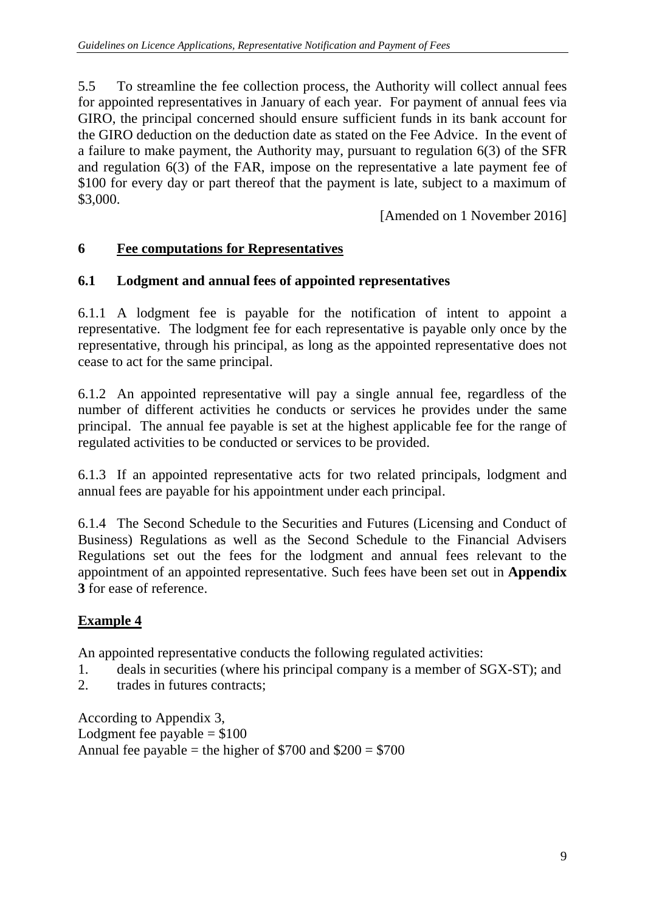5.5 To streamline the fee collection process, the Authority will collect annual fees for appointed representatives in January of each year. For payment of annual fees via GIRO, the principal concerned should ensure sufficient funds in its bank account for the GIRO deduction on the deduction date as stated on the Fee Advice. In the event of a failure to make payment, the Authority may, pursuant to regulation 6(3) of the SFR and regulation 6(3) of the FAR, impose on the representative a late payment fee of $100 for every day or part thereof that the payment is late, subject to a maximum of $3,000.

[Amended on 1 November 2016]

## 6 Fee computations for Representatives

### 6.1 Lodgment and annual fees of appointed representatives

6.1.1 A lodgment fee is payable for the notification of intent to appoint a representative. The lodgment fee for each representative is payable only once by the representative, through his principal, as long as the appointed representative does not cease to act for the same principal.

6.1.2 An appointed representative will pay a single annual fee, regardless of the number of different activities he conducts or services he provides under the same principal. The annual fee payable is set at the highest applicable fee for the range of regulated activities to be conducted or services to be provided.

6.1.3 If an appointed representative acts for two related principals, lodgment and annual fees are payable for his appointment under each principal.

6.1.4 The Second Schedule to the Securities and Futures (Licensing and Conduct of Business) Regulations as well as the Second Schedule to the Financial Advisers Regulations set out the fees for the lodgment and annual fees relevant to the appointment of an appointed representative. Such fees have been set out in **Appendix 3** for ease of reference.

**Example 4**

An appointed representative conducts the following regulated activities:

1. deals in securities (where his principal company is a member of SGX-ST); and
2. trades in futures contracts;

According to Appendix 3,
Lodgment fee payable = $100
Annual fee payable = the higher of $700 and $200 = $700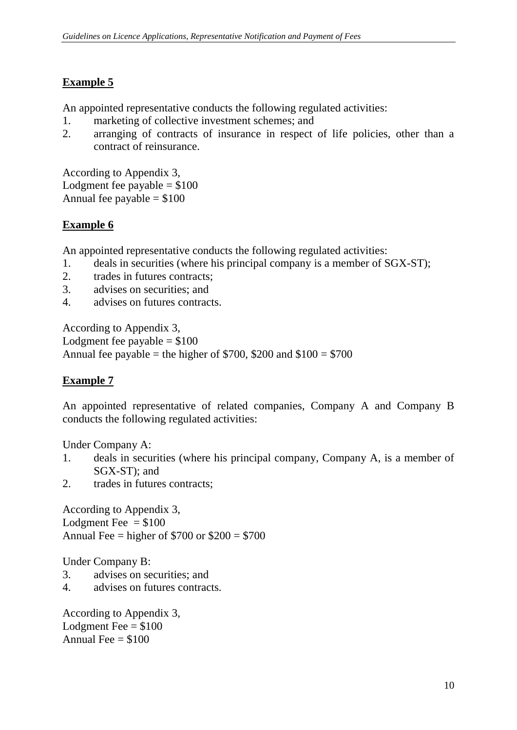**<u>Example 5</u>**

An appointed representative conducts the following regulated activities:

1. marketing of collective investment schemes; and
2. arranging of contracts of insurance in respect of life policies, other than a contract of reinsurance.

According to Appendix 3,
Lodgment fee payable = $100
Annual fee payable = $100

**<u>Example 6</u>**

An appointed representative conducts the following regulated activities:

1. deals in securities (where his principal company is a member of SGX-ST);
2. trades in futures contracts;
3. advises on securities; and
4. advises on futures contracts.

According to Appendix 3,
Lodgment fee payable = $100
Annual fee payable = the higher of $700, $200 and $100 = $700

**<u>Example 7</u>**

An appointed representative of related companies, Company A and Company B conducts the following regulated activities:

Under Company A:

1. deals in securities (where his principal company, Company A, is a member of SGX-ST); and
2. trades in futures contracts;

According to Appendix 3,
Lodgment Fee = $100
Annual Fee = higher of $700 or $200 = $700

Under Company B:

3. advises on securities; and
4. advises on futures contracts.

According to Appendix 3,
Lodgment Fee = $100
Annual Fee = $100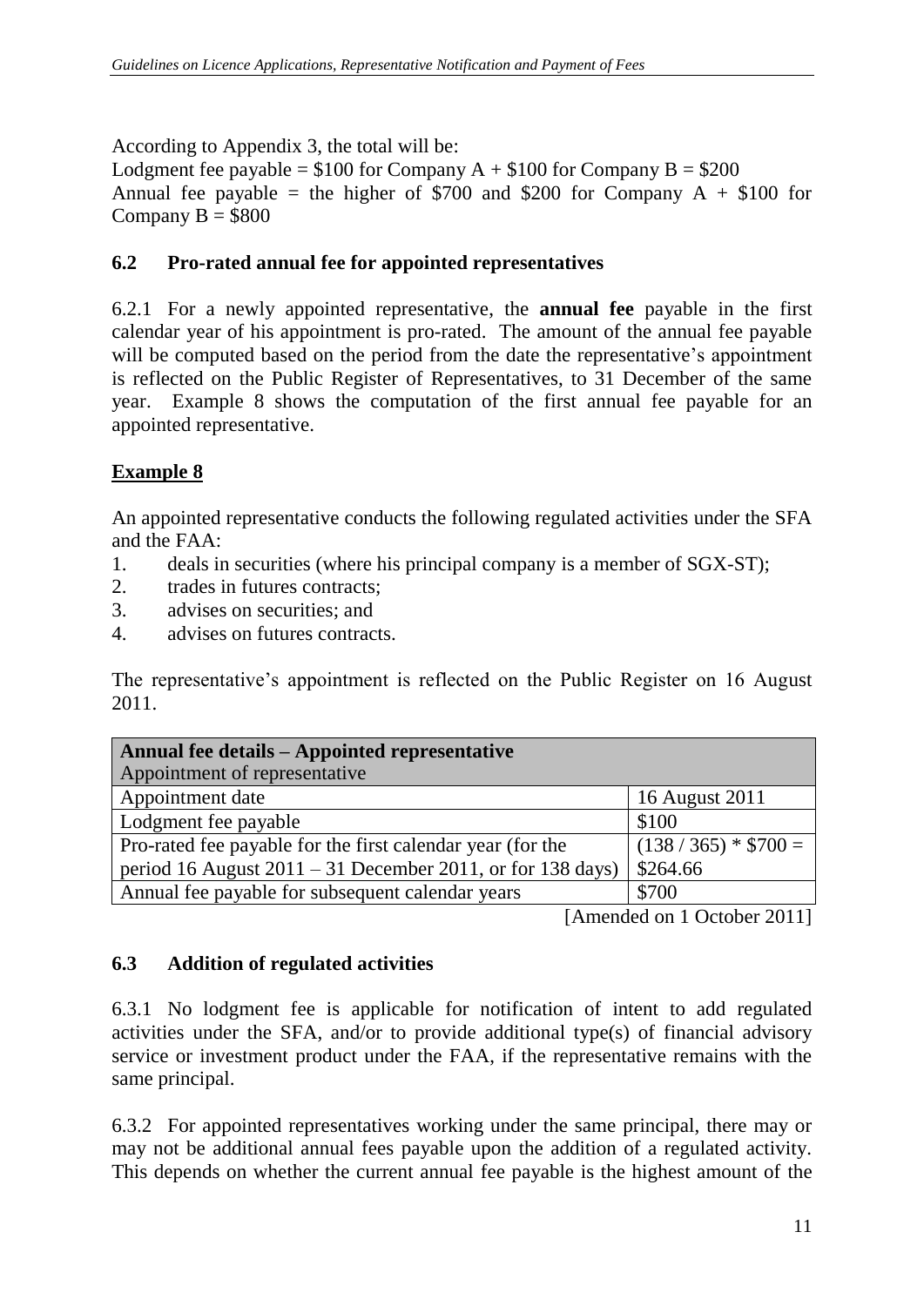According to Appendix 3, the total will be:
Lodgment fee payable = \$100 for Company A + \$100 for Company B = \$200
Annual fee payable = the higher of \$700 and \$200 for Company A + \$100 for Company B = \$800

### 6.2 Pro-rated annual fee for appointed representatives

6.2.1 For a newly appointed representative, the **annual fee** payable in the first calendar year of his appointment is pro-rated. The amount of the annual fee payable will be computed based on the period from the date the representative's appointment is reflected on the Public Register of Representatives, to 31 December of the same year. Example 8 shows the computation of the first annual fee payable for an appointed representative.

#### Example 8

An appointed representative conducts the following regulated activities under the SFA and the FAA:

1. deals in securities (where his principal company is a member of SGX-ST);
2. trades in futures contracts;
3. advises on securities; and
4. advises on futures contracts.

The representative's appointment is reflected on the Public Register on 16 August 2011.

| **Annual fee details – Appointed representative**<br>Appointment of representative | |
|---|---|
| Appointment date | 16 August 2011 |
| Lodgment fee payable | \$100 |
| Pro-rated fee payable for the first calendar year (for the period 16 August 2011 – 31 December 2011, or for 138 days) | (138 / 365) * \$700 = \$264.66 |
| Annual fee payable for subsequent calendar years | \$700 |

[Amended on 1 October 2011]

### 6.3 Addition of regulated activities

6.3.1 No lodgment fee is applicable for notification of intent to add regulated activities under the SFA, and/or to provide additional type(s) of financial advisory service or investment product under the FAA, if the representative remains with the same principal.

6.3.2 For appointed representatives working under the same principal, there may or may not be additional annual fees payable upon the addition of a regulated activity. This depends on whether the current annual fee payable is the highest amount of the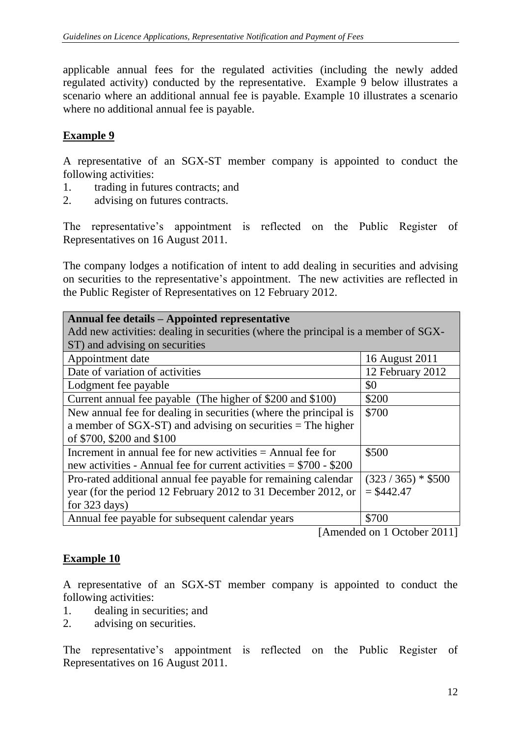applicable annual fees for the regulated activities (including the newly added regulated activity) conducted by the representative. Example 9 below illustrates a scenario where an additional annual fee is payable. Example 10 illustrates a scenario where no additional annual fee is payable.

**Example 9**

A representative of an SGX-ST member company is appointed to conduct the following activities:

1. trading in futures contracts; and
2. advising on futures contracts.

The representative's appointment is reflected on the Public Register of Representatives on 16 August 2011.

The company lodges a notification of intent to add dealing in securities and advising on securities to the representative's appointment. The new activities are reflected in the Public Register of Representatives on 12 February 2012.

| **Annual fee details – Appointed representative**<br>Add new activities: dealing in securities (where the principal is a member of SGX-ST) and advising on securities | |
|---|---|
| Appointment date | 16 August 2011 |
| Date of variation of activities | 12 February 2012 |
| Lodgment fee payable | $0 |
| Current annual fee payable (The higher of $200 and $100) | $200 |
| New annual fee for dealing in securities (where the principal is a member of SGX-ST) and advising on securities = The higher of $700, $200 and $100 | $700 |
| Increment in annual fee for new activities = Annual fee for new activities - Annual fee for current activities = $700 - $200 | $500 |
| Pro-rated additional annual fee payable for remaining calendar year (for the period 12 February 2012 to 31 December 2012, or for 323 days) | (323 / 365) * $500 = $442.47 |
| Annual fee payable for subsequent calendar years | $700 |

[Amended on 1 October 2011]

**Example 10**

A representative of an SGX-ST member company is appointed to conduct the following activities:

1. dealing in securities; and
2. advising on securities.

The representative's appointment is reflected on the Public Register of Representatives on 16 August 2011.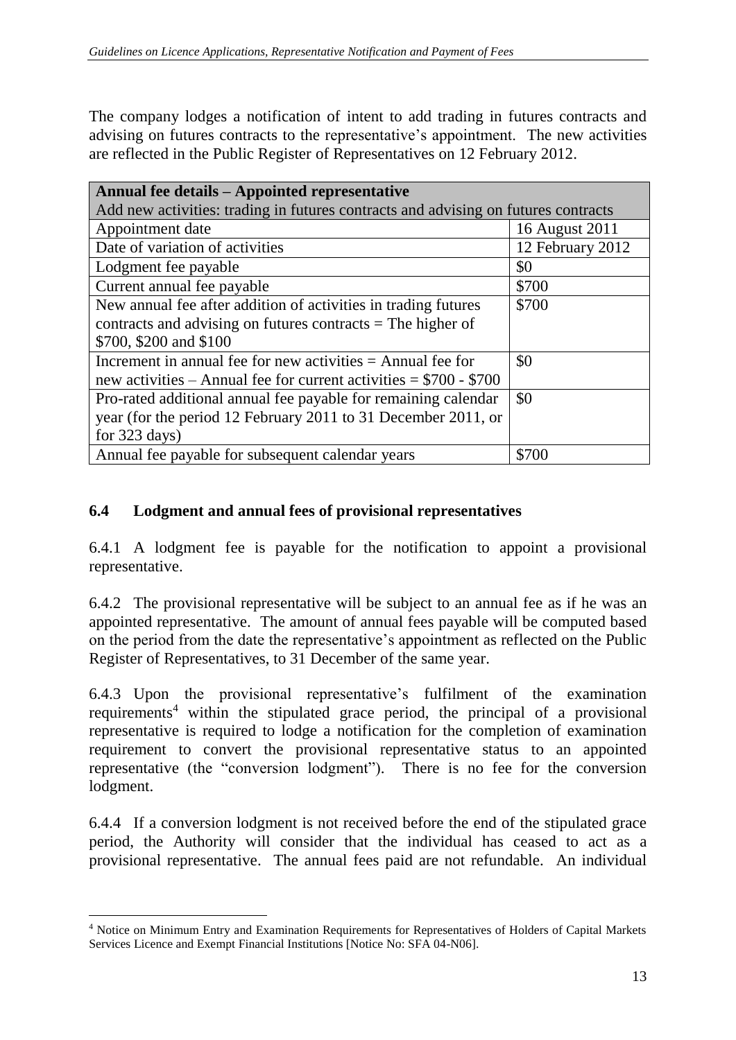The company lodges a notification of intent to add trading in futures contracts and advising on futures contracts to the representative's appointment. The new activities are reflected in the Public Register of Representatives on 12 February 2012.

| **Annual fee details – Appointed representative** Add new activities: trading in futures contracts and advising on futures contracts | |
|---|---|
| Appointment date | 16 August 2011 |
| Date of variation of activities | 12 February 2012 |
| Lodgment fee payable | $0 |
| Current annual fee payable | $700 |
| New annual fee after addition of activities in trading futures contracts and advising on futures contracts = The higher of $700, $200 and $100 | $700 |
| Increment in annual fee for new activities = Annual fee for new activities – Annual fee for current activities = $700 - $700 | $0 |
| Pro-rated additional annual fee payable for remaining calendar year (for the period 12 February 2011 to 31 December 2011, or for 323 days) | $0 |
| Annual fee payable for subsequent calendar years | $700 |

### 6.4 Lodgment and annual fees of provisional representatives

6.4.1 A lodgment fee is payable for the notification to appoint a provisional representative.

6.4.2 The provisional representative will be subject to an annual fee as if he was an appointed representative. The amount of annual fees payable will be computed based on the period from the date the representative's appointment as reflected on the Public Register of Representatives, to 31 December of the same year.

6.4.3 Upon the provisional representative's fulfilment of the examination requirements[4] within the stipulated grace period, the principal of a provisional representative is required to lodge a notification for the completion of examination requirement to convert the provisional representative status to an appointed representative (the "conversion lodgment"). There is no fee for the conversion lodgment.

6.4.4 If a conversion lodgment is not received before the end of the stipulated grace period, the Authority will consider that the individual has ceased to act as a provisional representative. The annual fees paid are not refundable. An individual

[4] Notice on Minimum Entry and Examination Requirements for Representatives of Holders of Capital Markets Services Licence and Exempt Financial Institutions [Notice No: SFA 04-N06].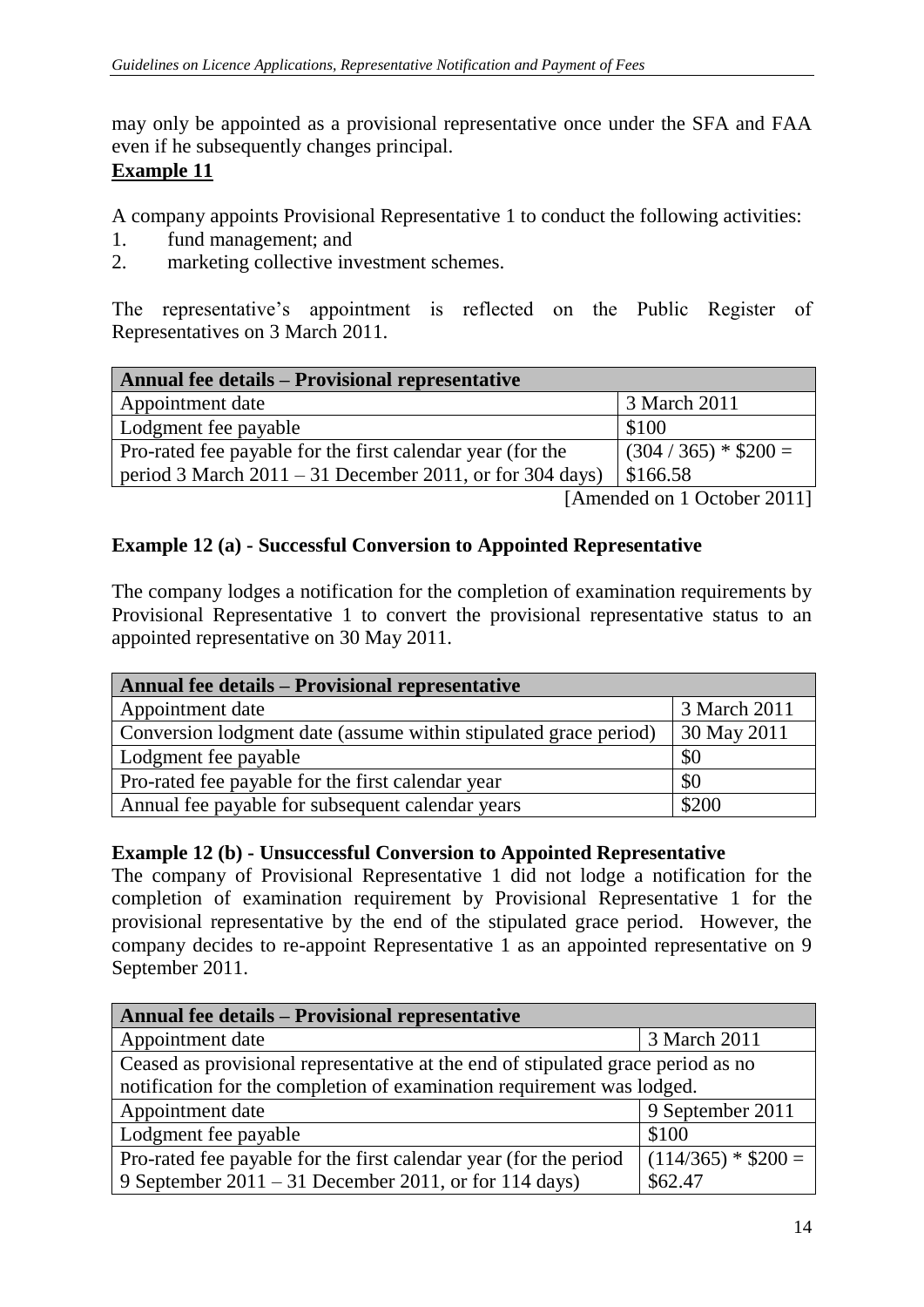may only be appointed as a provisional representative once under the SFA and FAA even if he subsequently changes principal.

**Example 11**

A company appoints Provisional Representative 1 to conduct the following activities:

1. fund management; and
2. marketing collective investment schemes.

The representative's appointment is reflected on the Public Register of Representatives on 3 March 2011.

| **Annual fee details – Provisional representative** | |
|---|---|
| Appointment date | 3 March 2011 |
| Lodgment fee payable | $100 |
| Pro-rated fee payable for the first calendar year (for the period 3 March 2011 – 31 December 2011, or for 304 days) | (304 / 365) * $200 = $166.58 |

[Amended on 1 October 2011]

**Example 12 (a) - Successful Conversion to Appointed Representative**

The company lodges a notification for the completion of examination requirements by Provisional Representative 1 to convert the provisional representative status to an appointed representative on 30 May 2011.

| **Annual fee details – Provisional representative** | |
|---|---|
| Appointment date | 3 March 2011 |
| Conversion lodgment date (assume within stipulated grace period) | 30 May 2011 |
| Lodgment fee payable | $0 |
| Pro-rated fee payable for the first calendar year | $0 |
| Annual fee payable for subsequent calendar years | $200 |

**Example 12 (b) - Unsuccessful Conversion to Appointed Representative**

The company of Provisional Representative 1 did not lodge a notification for the completion of examination requirement by Provisional Representative 1 for the provisional representative by the end of the stipulated grace period. However, the company decides to re-appoint Representative 1 as an appointed representative on 9 September 2011.

| **Annual fee details – Provisional representative** | |
|---|---|
| Appointment date | 3 March 2011 |
| Ceased as provisional representative at the end of stipulated grace period as no notification for the completion of examination requirement was lodged. | |
| Appointment date | 9 September 2011 |
| Lodgment fee payable | $100 |
| Pro-rated fee payable for the first calendar year (for the period 9 September 2011 – 31 December 2011, or for 114 days) | (114/365) * $200 = $62.47 |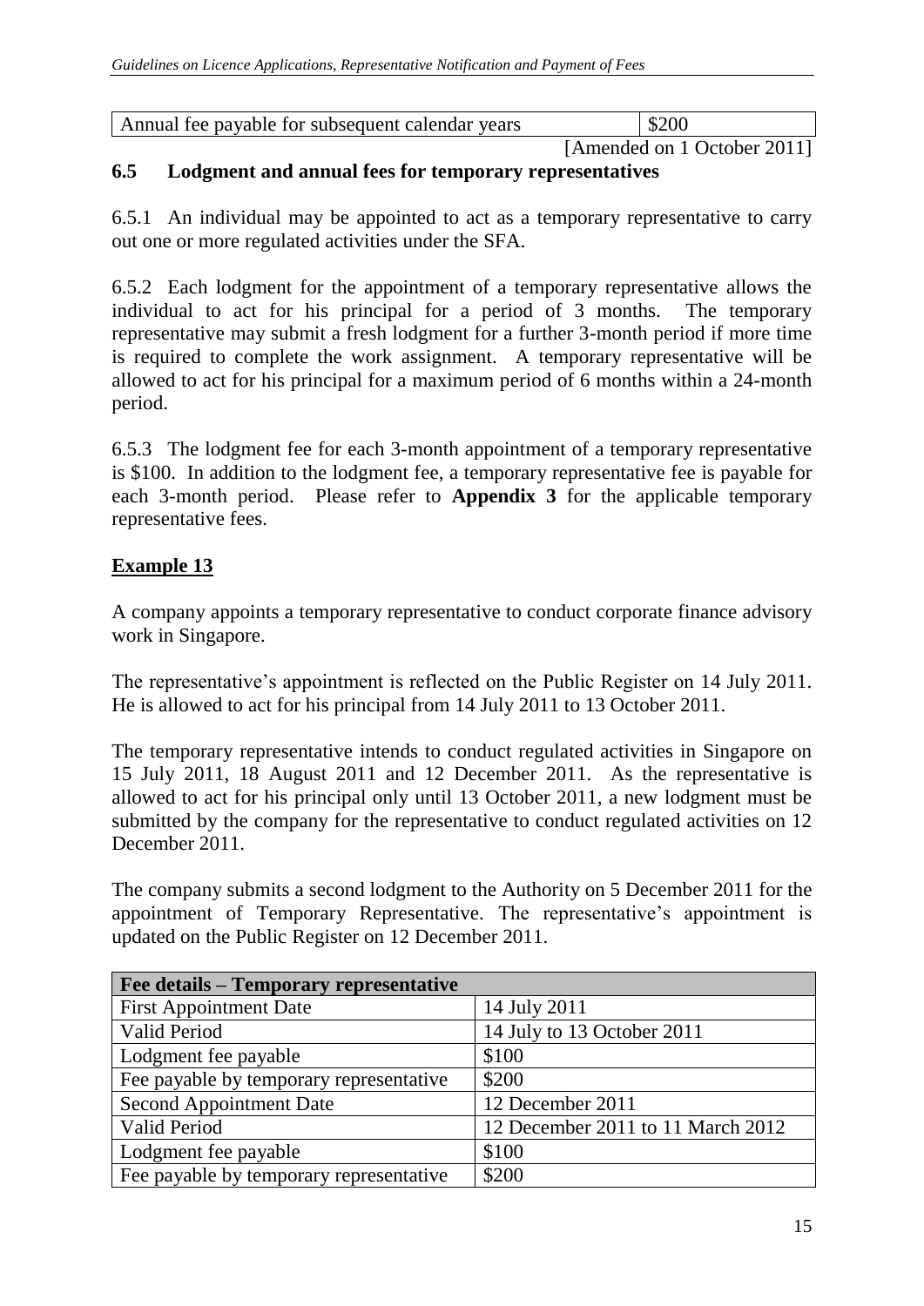| Annual fee payable for subsequent calendar years | $200 |
|---|---|

[Amended on 1 October 2011]

## 6.5 Lodgment and annual fees for temporary representatives

6.5.1 An individual may be appointed to act as a temporary representative to carry out one or more regulated activities under the SFA.

6.5.2 Each lodgment for the appointment of a temporary representative allows the individual to act for his principal for a period of 3 months. The temporary representative may submit a fresh lodgment for a further 3-month period if more time is required to complete the work assignment. A temporary representative will be allowed to act for his principal for a maximum period of 6 months within a 24-month period.

6.5.3 The lodgment fee for each 3-month appointment of a temporary representative is $100. In addition to the lodgment fee, a temporary representative fee is payable for each 3-month period. Please refer to **Appendix 3** for the applicable temporary representative fees.

### Example 13

A company appoints a temporary representative to conduct corporate finance advisory work in Singapore.

The representative's appointment is reflected on the Public Register on 14 July 2011. He is allowed to act for his principal from 14 July 2011 to 13 October 2011.

The temporary representative intends to conduct regulated activities in Singapore on 15 July 2011, 18 August 2011 and 12 December 2011. As the representative is allowed to act for his principal only until 13 October 2011, a new lodgment must be submitted by the company for the representative to conduct regulated activities on 12 December 2011.

The company submits a second lodgment to the Authority on 5 December 2011 for the appointment of Temporary Representative. The representative's appointment is updated on the Public Register on 12 December 2011.

| Fee details – Temporary representative | |
|---|---|
| First Appointment Date | 14 July 2011 |
| Valid Period | 14 July to 13 October 2011 |
| Lodgment fee payable | $100 |
| Fee payable by temporary representative | $200 |
| Second Appointment Date | 12 December 2011 |
| Valid Period | 12 December 2011 to 11 March 2012 |
| Lodgment fee payable | $100 |
| Fee payable by temporary representative | $200 |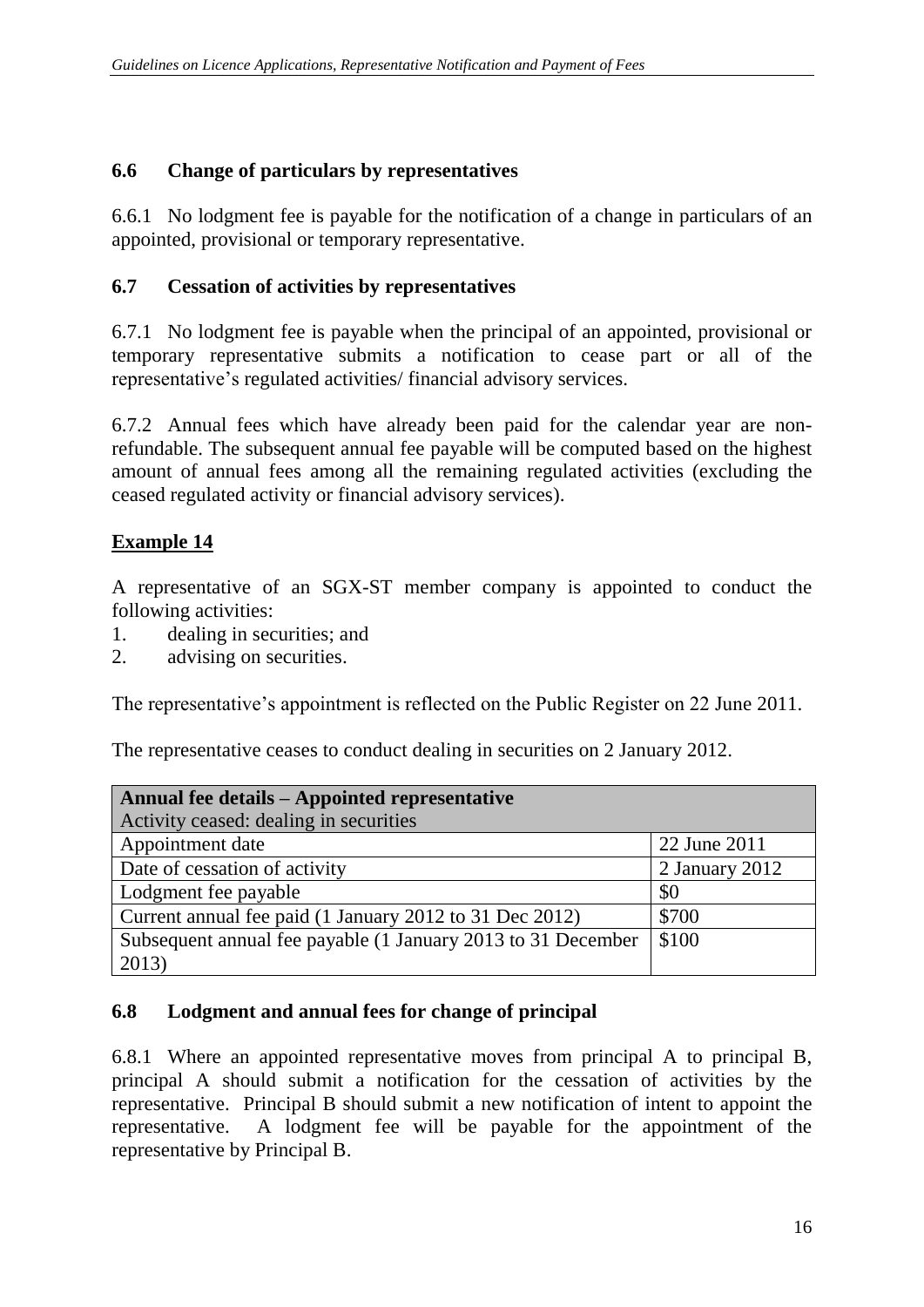## 6.6 Change of particulars by representatives

6.6.1 No lodgment fee is payable for the notification of a change in particulars of an appointed, provisional or temporary representative.

## 6.7 Cessation of activities by representatives

6.7.1 No lodgment fee is payable when the principal of an appointed, provisional or temporary representative submits a notification to cease part or all of the representative's regulated activities/ financial advisory services.

6.7.2 Annual fees which have already been paid for the calendar year are non-refundable. The subsequent annual fee payable will be computed based on the highest amount of annual fees among all the remaining regulated activities (excluding the ceased regulated activity or financial advisory services).

**Example 14**

A representative of an SGX-ST member company is appointed to conduct the following activities:

1. dealing in securities; and
2. advising on securities.

The representative's appointment is reflected on the Public Register on 22 June 2011.

The representative ceases to conduct dealing in securities on 2 January 2012.

| **Annual fee details – Appointed representative**<br>Activity ceased: dealing in securities | |
|---|---|
| Appointment date | 22 June 2011 |
| Date of cessation of activity | 2 January 2012 |
| Lodgment fee payable | $0 |
| Current annual fee paid (1 January 2012 to 31 Dec 2012) | $700 |
| Subsequent annual fee payable (1 January 2013 to 31 December 2013) | $100 |

## 6.8 Lodgment and annual fees for change of principal

6.8.1 Where an appointed representative moves from principal A to principal B, principal A should submit a notification for the cessation of activities by the representative. Principal B should submit a new notification of intent to appoint the representative. A lodgment fee will be payable for the appointment of the representative by Principal B.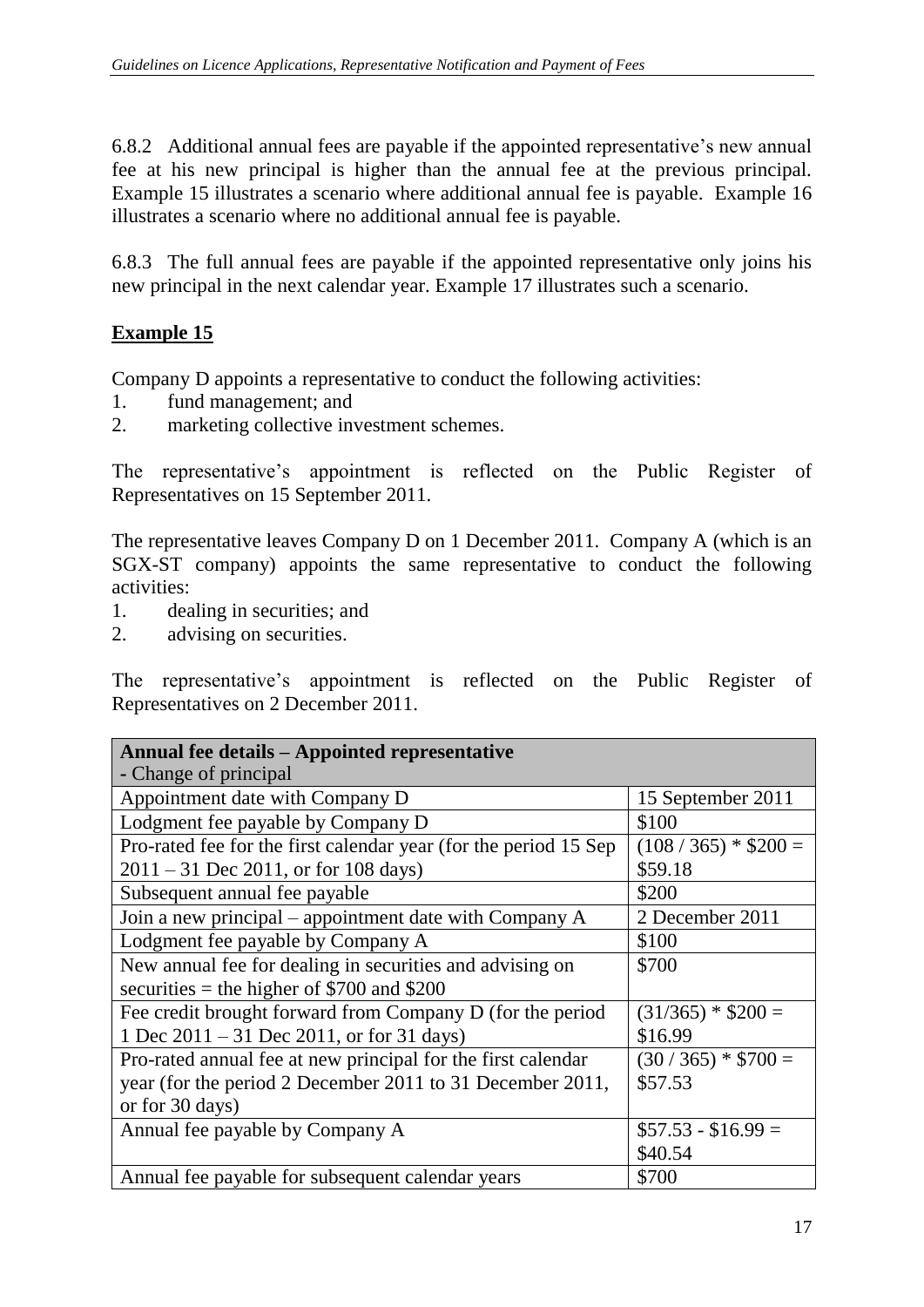6.8.2 Additional annual fees are payable if the appointed representative's new annual fee at his new principal is higher than the annual fee at the previous principal. Example 15 illustrates a scenario where additional annual fee is payable. Example 16 illustrates a scenario where no additional annual fee is payable.

6.8.3 The full annual fees are payable if the appointed representative only joins his new principal in the next calendar year. Example 17 illustrates such a scenario.

**<u>Example 15</u>**

Company D appoints a representative to conduct the following activities:

1. fund management; and
2. marketing collective investment schemes.

The representative's appointment is reflected on the Public Register of Representatives on 15 September 2011.

The representative leaves Company D on 1 December 2011. Company A (which is an SGX-ST company) appoints the same representative to conduct the following activities:

1. dealing in securities; and
2. advising on securities.

The representative's appointment is reflected on the Public Register of Representatives on 2 December 2011.

| **Annual fee details – Appointed representative** - Change of principal | |
|---|---|
| Appointment date with Company D | 15 September 2011 |
| Lodgment fee payable by Company D | \$100 |
| Pro-rated fee for the first calendar year (for the period 15 Sep 2011 – 31 Dec 2011, or for 108 days) | (108 / 365) * \$200 = \$59.18 |
| Subsequent annual fee payable | \$200 |
| Join a new principal – appointment date with Company A | 2 December 2011 |
| Lodgment fee payable by Company A | \$100 |
| New annual fee for dealing in securities and advising on securities = the higher of \$700 and \$200 | \$700 |
| Fee credit brought forward from Company D (for the period 1 Dec 2011 – 31 Dec 2011, or for 31 days) | (31/365) * \$200 = \$16.99 |
| Pro-rated annual fee at new principal for the first calendar year (for the period 2 December 2011 to 31 December 2011, or for 30 days) | (30 / 365) * \$700 = \$57.53 |
| Annual fee payable by Company A | \$57.53 - \$16.99 = \$40.54 |
| Annual fee payable for subsequent calendar years | \$700 |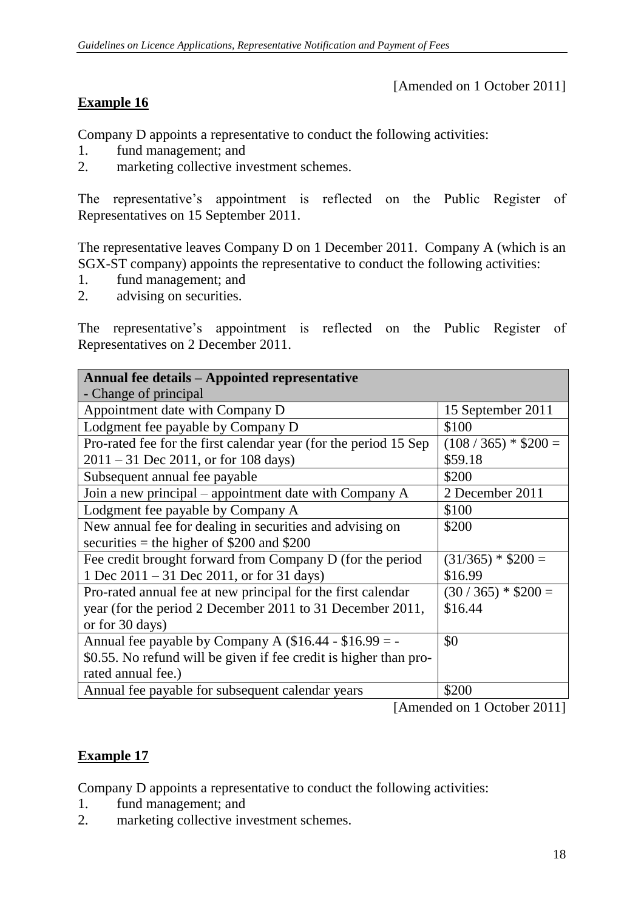[Amended on 1 October 2011]

**Example 16**

Company D appoints a representative to conduct the following activities:

1. fund management; and
2. marketing collective investment schemes.

The representative's appointment is reflected on the Public Register of Representatives on 15 September 2011.

The representative leaves Company D on 1 December 2011. Company A (which is an SGX-ST company) appoints the representative to conduct the following activities:

1. fund management; and
2. advising on securities.

The representative's appointment is reflected on the Public Register of Representatives on 2 December 2011.

| **Annual fee details – Appointed representative** - Change of principal | |
|---|---|
| Appointment date with Company D | 15 September 2011 |
| Lodgment fee payable by Company D | $100 |
| Pro-rated fee for the first calendar year (for the period 15 Sep 2011 – 31 Dec 2011, or for 108 days) | (108 / 365) * $200 = $59.18 |
| Subsequent annual fee payable | $200 |
| Join a new principal – appointment date with Company A | 2 December 2011 |
| Lodgment fee payable by Company A | $100 |
| New annual fee for dealing in securities and advising on securities = the higher of $200 and $200 | $200 |
| Fee credit brought forward from Company D (for the period 1 Dec 2011 – 31 Dec 2011, or for 31 days) | (31/365) * $200 = $16.99 |
| Pro-rated annual fee at new principal for the first calendar year (for the period 2 December 2011 to 31 December 2011, or for 30 days) | (30 / 365) * $200 = $16.44 |
| Annual fee payable by Company A ($16.44 - $16.99 = -$0.55. No refund will be given if fee credit is higher than pro-rated annual fee.) | $0 |
| Annual fee payable for subsequent calendar years | $200 |

[Amended on 1 October 2011]

**Example 17**

Company D appoints a representative to conduct the following activities:

1. fund management; and
2. marketing collective investment schemes.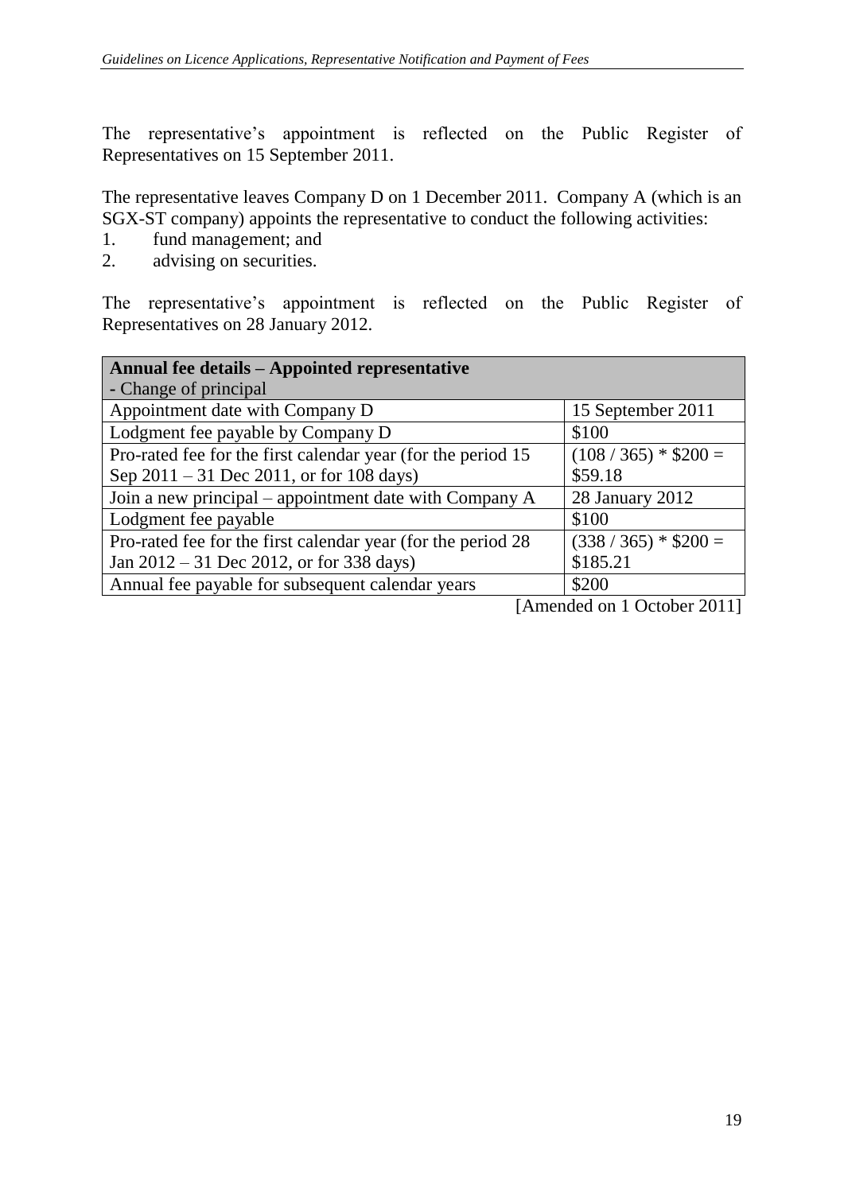The representative's appointment is reflected on the Public Register of Representatives on 15 September 2011.

The representative leaves Company D on 1 December 2011. Company A (which is an SGX-ST company) appoints the representative to conduct the following activities:

1. fund management; and
2. advising on securities.

The representative's appointment is reflected on the Public Register of Representatives on 28 January 2012.

| **Annual fee details – Appointed representative** - Change of principal | |
|---|---|
| Appointment date with Company D | 15 September 2011 |
| Lodgment fee payable by Company D | $100 |
| Pro-rated fee for the first calendar year (for the period 15 Sep 2011 – 31 Dec 2011, or for 108 days) | (108 / 365) * $200 = $59.18 |
| Join a new principal – appointment date with Company A | 28 January 2012 |
| Lodgment fee payable | $100 |
| Pro-rated fee for the first calendar year (for the period 28 Jan 2012 – 31 Dec 2012, or for 338 days) | (338 / 365) * $200 = $185.21 |
| Annual fee payable for subsequent calendar years | $200 |

[Amended on 1 October 2011]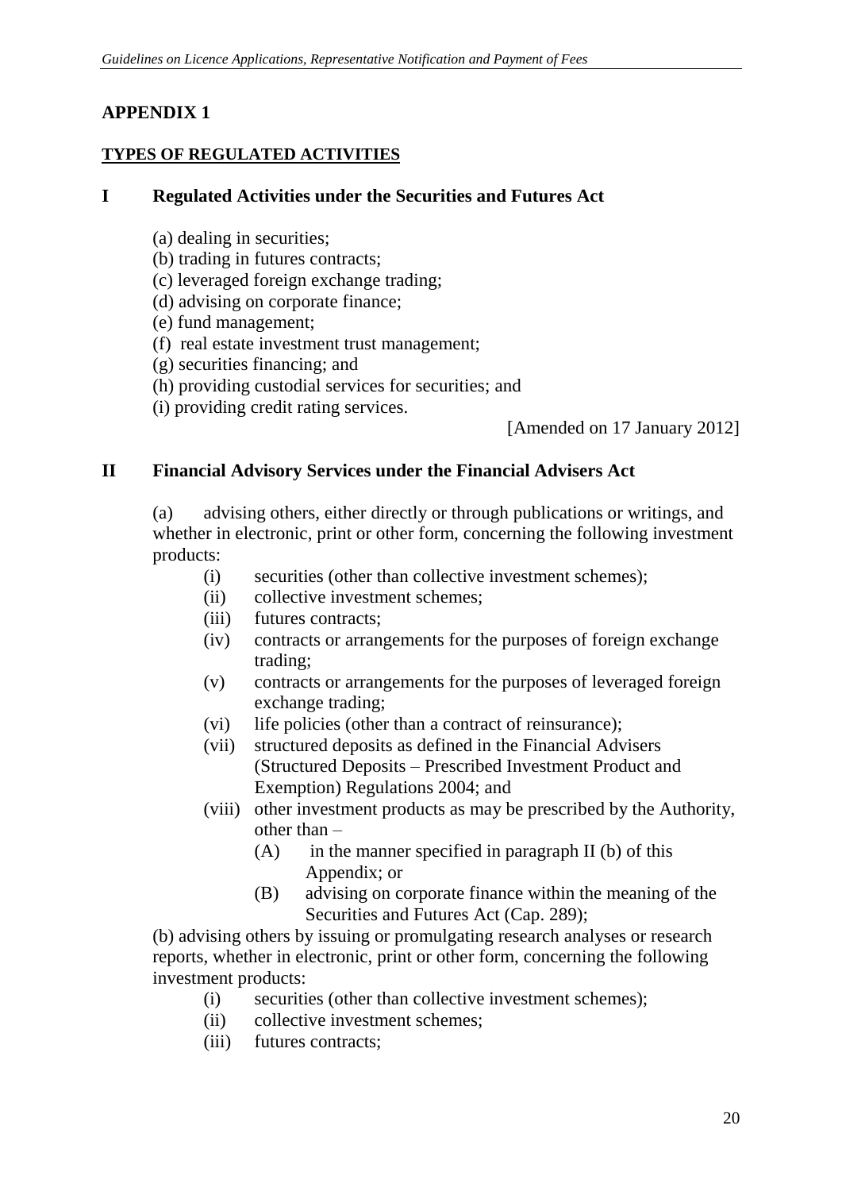**APPENDIX 1**

**TYPES OF REGULATED ACTIVITIES**

**I Regulated Activities under the Securities and Futures Act**

(a) dealing in securities;
(b) trading in futures contracts;
(c) leveraged foreign exchange trading;
(d) advising on corporate finance;
(e) fund management;
(f) real estate investment trust management;
(g) securities financing; and
(h) providing custodial services for securities; and
(i) providing credit rating services.

[Amended on 17 January 2012]

**II Financial Advisory Services under the Financial Advisers Act**

(a) advising others, either directly or through publications or writings, and whether in electronic, print or other form, concerning the following investment products:

- (i) securities (other than collective investment schemes);
- (ii) collective investment schemes;
- (iii) futures contracts;
- (iv) contracts or arrangements for the purposes of foreign exchange trading;
- (v) contracts or arrangements for the purposes of leveraged foreign exchange trading;
- (vi) life policies (other than a contract of reinsurance);
- (vii) structured deposits as defined in the Financial Advisers (Structured Deposits – Prescribed Investment Product and Exemption) Regulations 2004; and
- (viii) other investment products as may be prescribed by the Authority, other than –
    - (A) in the manner specified in paragraph II (b) of this Appendix; or
    - (B) advising on corporate finance within the meaning of the Securities and Futures Act (Cap. 289);

(b) advising others by issuing or promulgating research analyses or research reports, whether in electronic, print or other form, concerning the following investment products:

- (i) securities (other than collective investment schemes);
- (ii) collective investment schemes;
- (iii) futures contracts;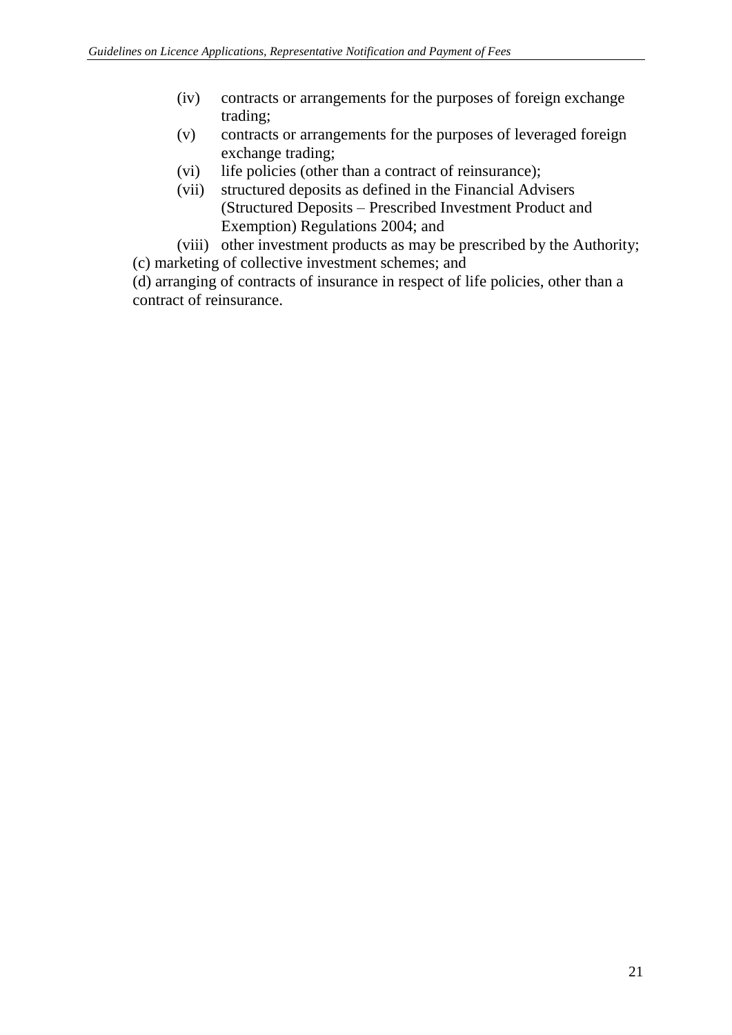(iv) contracts or arrangements for the purposes of foreign exchange trading;

(v) contracts or arrangements for the purposes of leveraged foreign exchange trading;

(vi) life policies (other than a contract of reinsurance);

(vii) structured deposits as defined in the Financial Advisers (Structured Deposits – Prescribed Investment Product and Exemption) Regulations 2004; and

(viii) other investment products as may be prescribed by the Authority;

(c) marketing of collective investment schemes; and

(d) arranging of contracts of insurance in respect of life policies, other than a contract of reinsurance.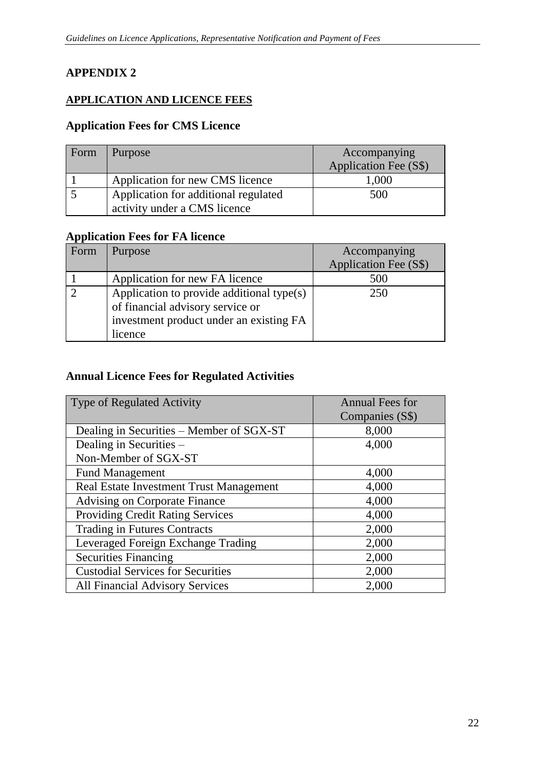# APPENDIX 2

## APPLICATION AND LICENCE FEES

### Application Fees for CMS Licence

| Form | Purpose | Accompanying Application Fee (S$) |
|---|---|---|
| 1 | Application for new CMS licence | 1,000 |
| 5 | Application for additional regulated activity under a CMS licence | 500 |

### Application Fees for FA licence

| Form | Purpose | Accompanying Application Fee (S$) |
|---|---|---|
| 1 | Application for new FA licence | 500 |
| 2 | Application to provide additional type(s) of financial advisory service or investment product under an existing FA licence | 250 |

### Annual Licence Fees for Regulated Activities

| Type of Regulated Activity | Annual Fees for Companies (S$) |
|---|---|
| Dealing in Securities – Member of SGX-ST | 8,000 |
| Dealing in Securities – Non-Member of SGX-ST | 4,000 |
| Fund Management | 4,000 |
| Real Estate Investment Trust Management | 4,000 |
| Advising on Corporate Finance | 4,000 |
| Providing Credit Rating Services | 4,000 |
| Trading in Futures Contracts | 2,000 |
| Leveraged Foreign Exchange Trading | 2,000 |
| Securities Financing | 2,000 |
| Custodial Services for Securities | 2,000 |
| All Financial Advisory Services | 2,000 |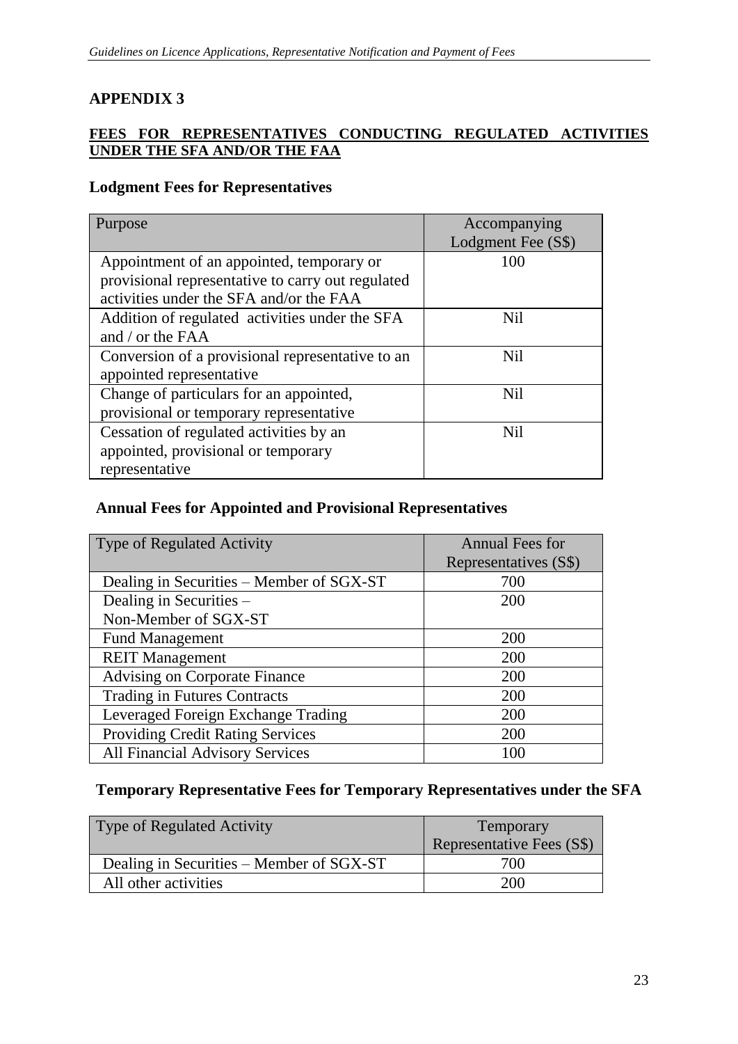# APPENDIX 3

## FEES FOR REPRESENTATIVES CONDUCTING REGULATED ACTIVITIES UNDER THE SFA AND/OR THE FAA

### Lodgment Fees for Representatives

| Purpose | Accompanying Lodgment Fee (S$) |
|---|---|
| Appointment of an appointed, temporary or provisional representative to carry out regulated activities under the SFA and/or the FAA | 100 |
| Addition of regulated activities under the SFA and / or the FAA | Nil |
| Conversion of a provisional representative to an appointed representative | Nil |
| Change of particulars for an appointed, provisional or temporary representative | Nil |
| Cessation of regulated activities by an appointed, provisional or temporary representative | Nil |

### Annual Fees for Appointed and Provisional Representatives

| Type of Regulated Activity | Annual Fees for Representatives (S$) |
|---|---|
| Dealing in Securities – Member of SGX-ST | 700 |
| Dealing in Securities – Non-Member of SGX-ST | 200 |
| Fund Management | 200 |
| REIT Management | 200 |
| Advising on Corporate Finance | 200 |
| Trading in Futures Contracts | 200 |
| Leveraged Foreign Exchange Trading | 200 |
| Providing Credit Rating Services | 200 |
| All Financial Advisory Services | 100 |

### Temporary Representative Fees for Temporary Representatives under the SFA

| Type of Regulated Activity | Temporary Representative Fees (S$) |
|---|---|
| Dealing in Securities – Member of SGX-ST | 700 |
| All other activities | 200 |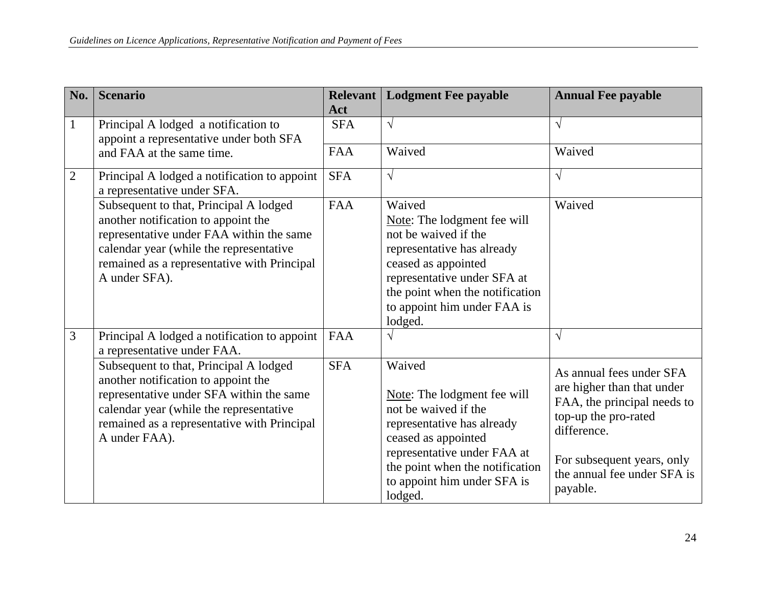| No. | Scenario | Relevant Act | Lodgment Fee payable | Annual Fee payable |
|---|---|---|---|---|
| 1 | Principal A lodged a notification to appoint a representative under both SFA and FAA at the same time. | SFA | √ | √ |
| | | FAA | Waived | Waived |
| 2 | Principal A lodged a notification to appoint a representative under SFA. | SFA | √ | √ |
| | Subsequent to that, Principal A lodged another notification to appoint the representative under FAA within the same calendar year (while the representative remained as a representative with Principal A under SFA). | FAA | Waived<br>Note: The lodgment fee will not be waived if the representative has already ceased as appointed representative under SFA at the point when the notification to appoint him under FAA is lodged. | Waived |
| 3 | Principal A lodged a notification to appoint a representative under FAA. | FAA | √ | √ |
| | Subsequent to that, Principal A lodged another notification to appoint the representative under SFA within the same calendar year (while the representative remained as a representative with Principal A under FAA). | SFA | Waived<br><br>Note: The lodgment fee will not be waived if the representative has already ceased as appointed representative under FAA at the point when the notification to appoint him under SFA is lodged. | As annual fees under SFA are higher than that under FAA, the principal needs to top-up the pro-rated difference.<br><br>For subsequent years, only the annual fee under SFA is payable. |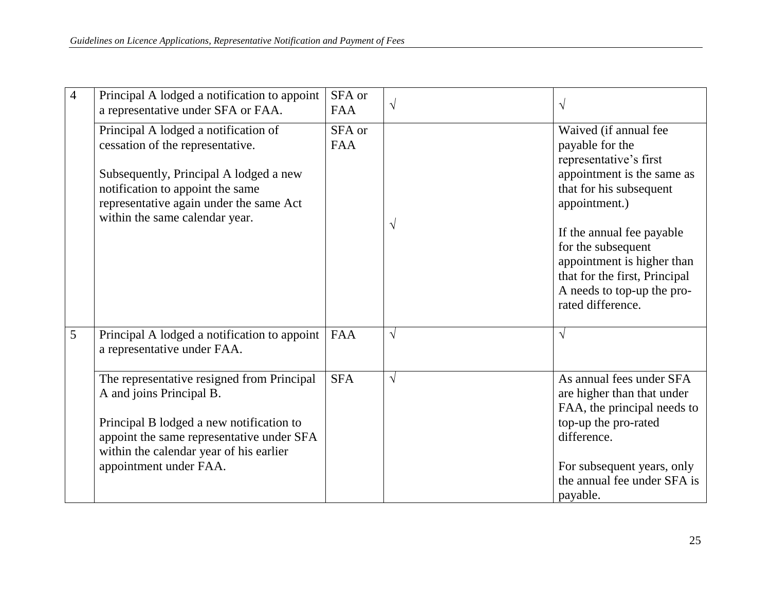| | | | | |
|---|---|---|---|---|
| 4 | Principal A lodged a notification to appoint a representative under SFA or FAA. | SFA or FAA | √ | √ |
| | Principal A lodged a notification of cessation of the representative.<br><br>Subsequently, Principal A lodged a new notification to appoint the same representative again under the same Act within the same calendar year. | SFA or FAA | √ | Waived (if annual fee payable for the representative's first appointment is the same as that for his subsequent appointment.)<br><br>If the annual fee payable for the subsequent appointment is higher than that for the first, Principal A needs to top-up the pro-rated difference. |
| 5 | Principal A lodged a notification to appoint a representative under FAA. | FAA | √ | √ |
| | The representative resigned from Principal A and joins Principal B.<br><br>Principal B lodged a new notification to appoint the same representative under SFA within the calendar year of his earlier appointment under FAA. | SFA | √ | As annual fees under SFA are higher than that under FAA, the principal needs to top-up the pro-rated difference.<br><br>For subsequent years, only the annual fee under SFA is payable. |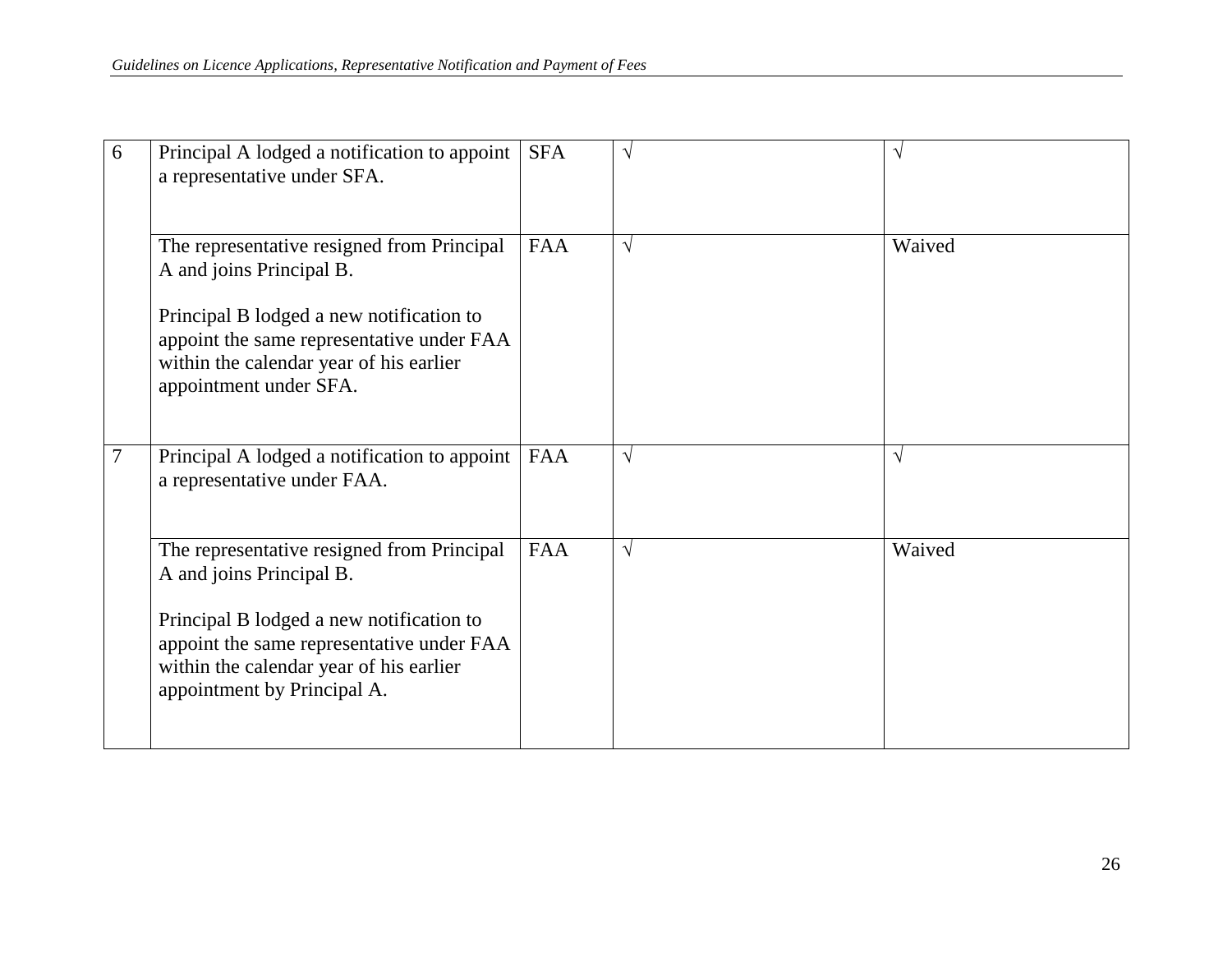| 6 | Principal A lodged a notification to appoint a representative under SFA. | SFA | √ | √ |
|---|---|---|---|---|
| | The representative resigned from Principal A and joins Principal B.<br><br>Principal B lodged a new notification to appoint the same representative under FAA within the calendar year of his earlier appointment under SFA. | FAA | √ | Waived |
| 7 | Principal A lodged a notification to appoint a representative under FAA. | FAA | √ | √ |
| | The representative resigned from Principal A and joins Principal B.<br><br>Principal B lodged a new notification to appoint the same representative under FAA within the calendar year of his earlier appointment by Principal A. | FAA | √ | Waived |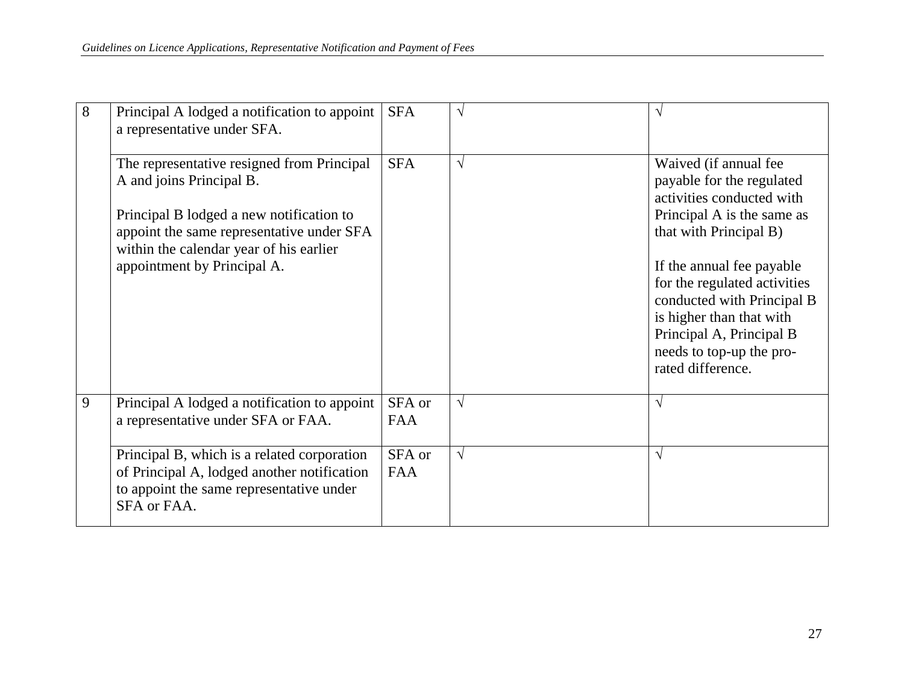| | | | | |
|---|---|---|---|---|
| 8 | Principal A lodged a notification to appoint a representative under SFA. | SFA | √ | √ |
| | The representative resigned from Principal A and joins Principal B.<br><br>Principal B lodged a new notification to appoint the same representative under SFA within the calendar year of his earlier appointment by Principal A. | SFA | √ | Waived (if annual fee payable for the regulated activities conducted with Principal A is the same as that with Principal B)<br><br>If the annual fee payable for the regulated activities conducted with Principal B is higher than that with Principal A, Principal B needs to top-up the pro-rated difference. |
| 9 | Principal A lodged a notification to appoint a representative under SFA or FAA. | SFA or FAA | √ | √ |
| | Principal B, which is a related corporation of Principal A, lodged another notification to appoint the same representative under SFA or FAA. | SFA or FAA | √ | √ |